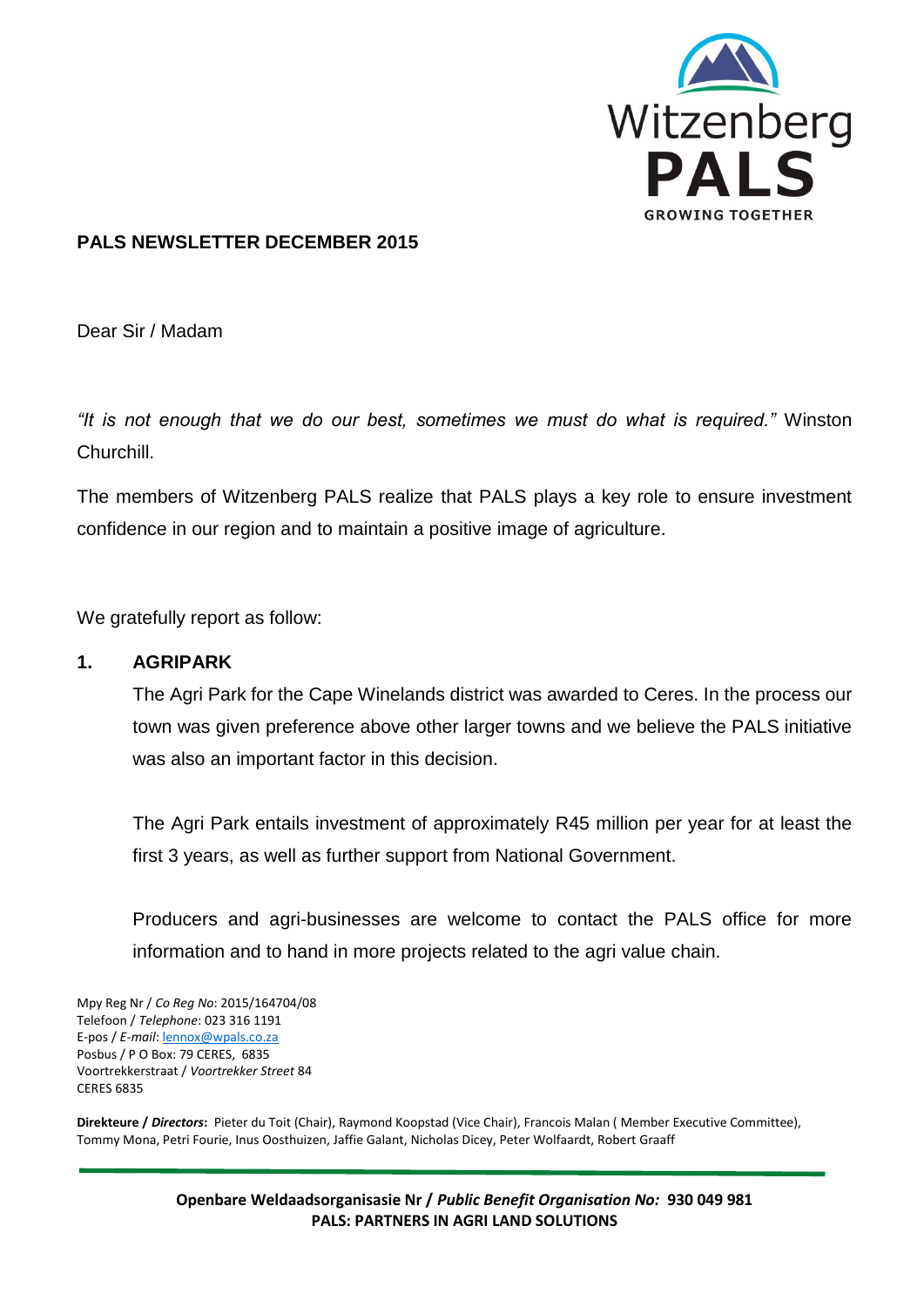## PALS NEWSLETTER DECEMBER 2015

Dear Sir / Madam

*"It is not enough that we do our best, sometimes we must do what is required."* Winston Churchill.

The members of Witzenberg PALS realize that PALS plays a key role to ensure investment confidence in our region and to maintain a positive image of agriculture.

We gratefully report as follow:

### 1. AGRIPARK

The Agri Park for the Cape Winelands district was awarded to Ceres. In the process our town was given preference above other larger towns and we believe the PALS initiative was also an important factor in this decision.

The Agri Park entails investment of approximately R45 million per year for at least the first 3 years, as well as further support from National Government.

Producers and agri-businesses are welcome to contact the PALS office for more information and to hand in more projects related to the agri value chain.

Mpy Reg Nr / *Co Reg No*: 2015/164704/08
Telefoon / *Telephone*: 023 316 1191
E-pos / *E-mail*: lennox@wpals.co.za
Posbus / P O Box: 79 CERES, 6835
Voortrekkerstraat / *Voortrekker Street* 84
CERES 6835

**Direkteure / *Directors*:** Pieter du Toit (Chair), Raymond Koopstad (Vice Chair), Francois Malan ( Member Executive Committee), Tommy Mona, Petri Fourie, Inus Oosthuizen, Jaffie Galant, Nicholas Dicey, Peter Wolfaardt, Robert Graaff

**Openbare Weldaadsorganisasie Nr / *Public Benefit Organisation No:* 930 049 981**
**PALS: PARTNERS IN AGRI LAND SOLUTIONS**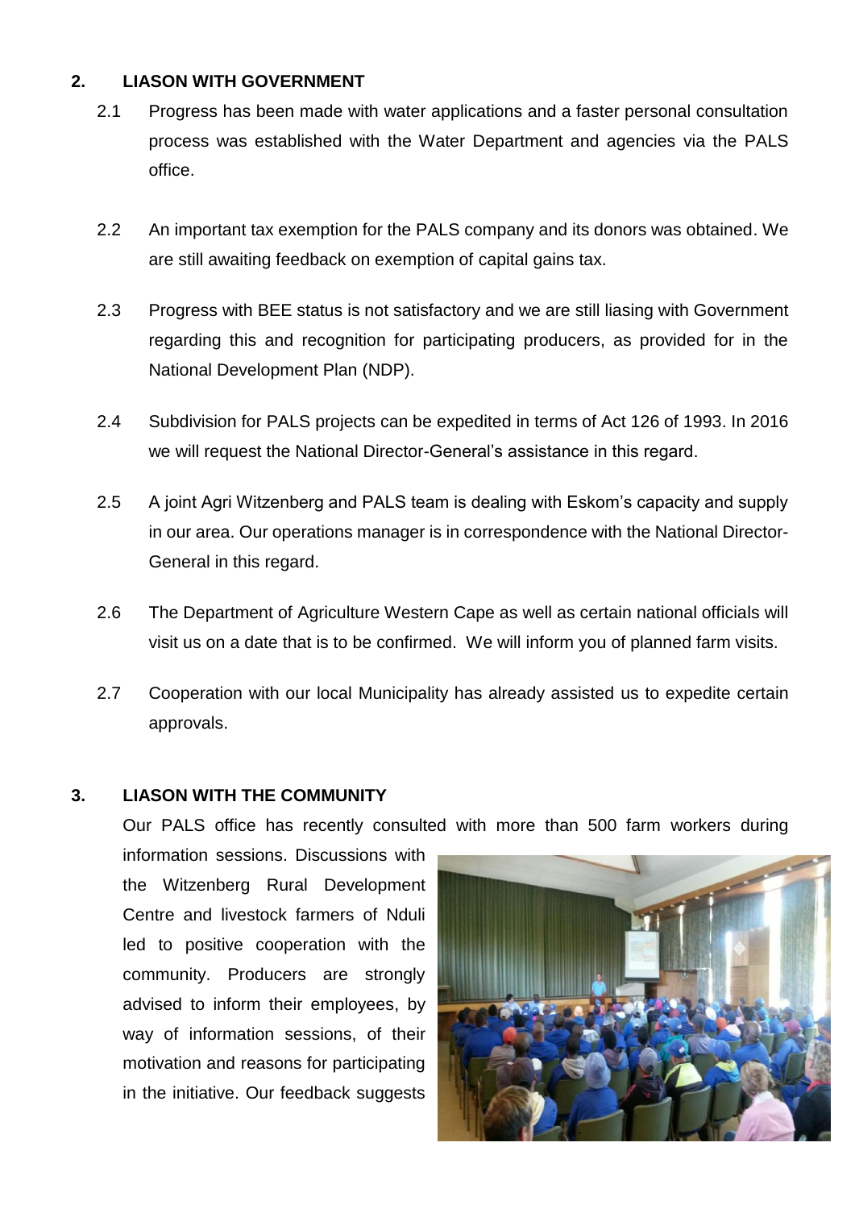## 2. LIASON WITH GOVERNMENT

2.1 Progress has been made with water applications and a faster personal consultation process was established with the Water Department and agencies via the PALS office.

2.2 An important tax exemption for the PALS company and its donors was obtained. We are still awaiting feedback on exemption of capital gains tax.

2.3 Progress with BEE status is not satisfactory and we are still liasing with Government regarding this and recognition for participating producers, as provided for in the National Development Plan (NDP).

2.4 Subdivision for PALS projects can be expedited in terms of Act 126 of 1993. In 2016 we will request the National Director-General's assistance in this regard.

2.5 A joint Agri Witzenberg and PALS team is dealing with Eskom's capacity and supply in our area. Our operations manager is in correspondence with the National Director-General in this regard.

2.6 The Department of Agriculture Western Cape as well as certain national officials will visit us on a date that is to be confirmed. We will inform you of planned farm visits.

2.7 Cooperation with our local Municipality has already assisted us to expedite certain approvals.

## 3. LIASON WITH THE COMMUNITY

Our PALS office has recently consulted with more than 500 farm workers during information sessions. Discussions with the Witzenberg Rural Development Centre and livestock farmers of Nduli led to positive cooperation with the community. Producers are strongly advised to inform their employees, by way of information sessions, of their motivation and reasons for participating in the initiative. Our feedback suggests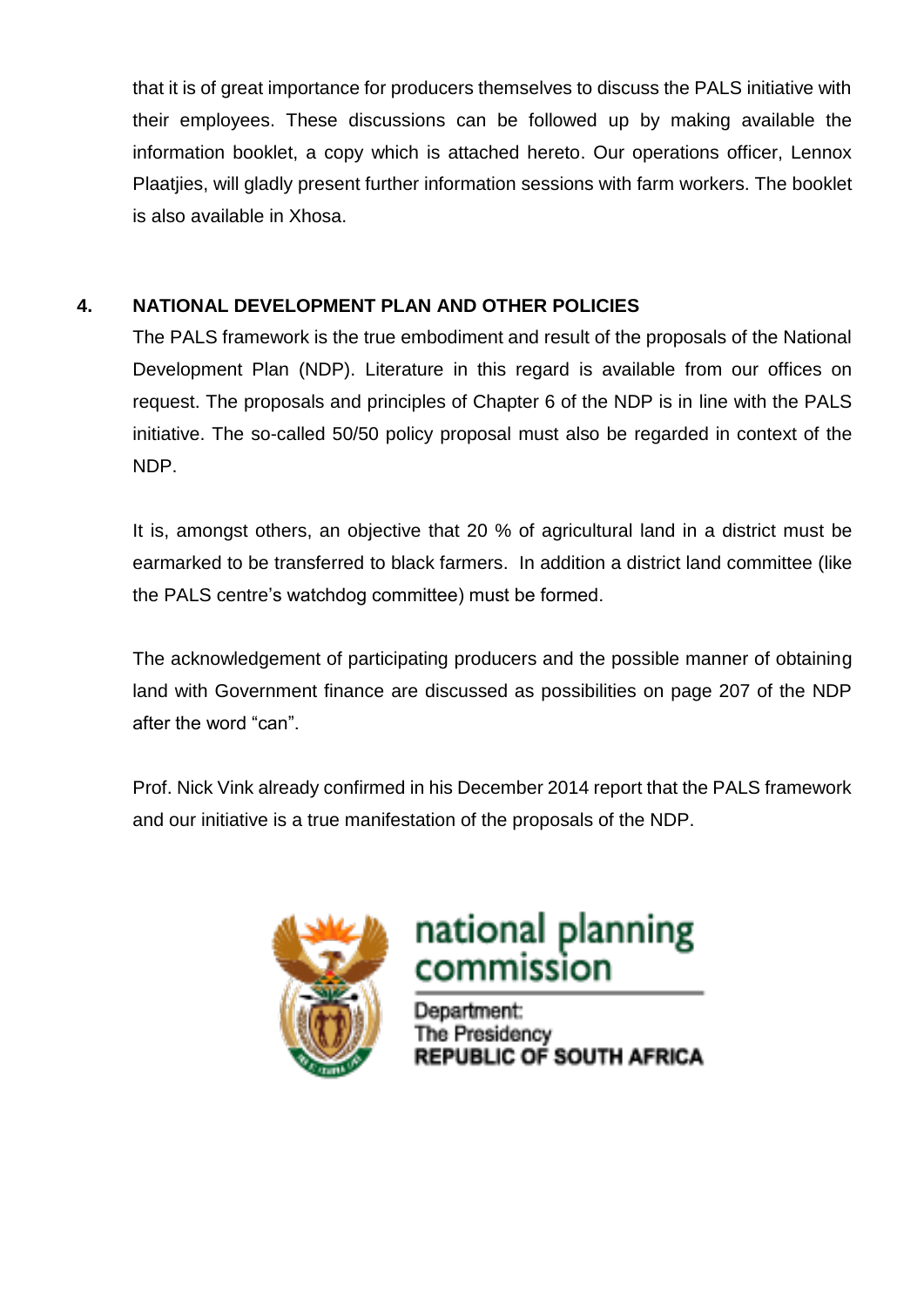that it is of great importance for producers themselves to discuss the PALS initiative with their employees. These discussions can be followed up by making available the information booklet, a copy which is attached hereto. Our operations officer, Lennox Plaatjies, will gladly present further information sessions with farm workers. The booklet is also available in Xhosa.

## 4. NATIONAL DEVELOPMENT PLAN AND OTHER POLICIES

The PALS framework is the true embodiment and result of the proposals of the National Development Plan (NDP). Literature in this regard is available from our offices on request. The proposals and principles of Chapter 6 of the NDP is in line with the PALS initiative. The so-called 50/50 policy proposal must also be regarded in context of the NDP.

It is, amongst others, an objective that 20 % of agricultural land in a district must be earmarked to be transferred to black farmers. In addition a district land committee (like the PALS centre's watchdog committee) must be formed.

The acknowledgement of participating producers and the possible manner of obtaining land with Government finance are discussed as possibilities on page 207 of the NDP after the word "can".

Prof. Nick Vink already confirmed in his December 2014 report that the PALS framework and our initiative is a true manifestation of the proposals of the NDP.

national planning commission

Department:
The Presidency
REPUBLIC OF SOUTH AFRICA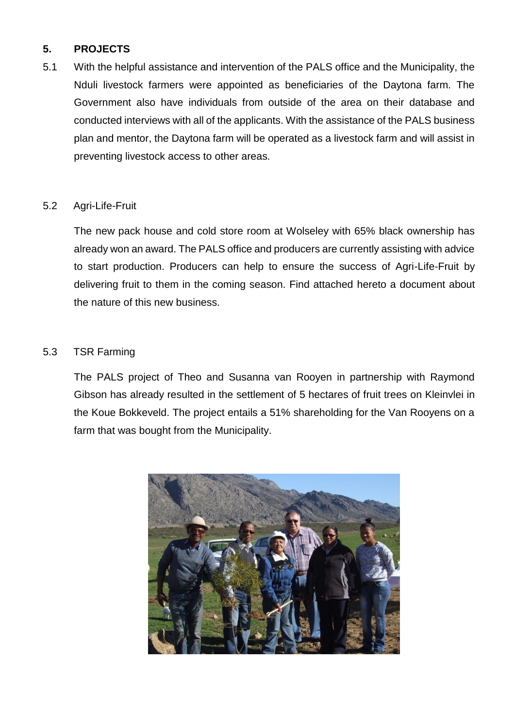## 5. PROJECTS

5.1 With the helpful assistance and intervention of the PALS office and the Municipality, the Nduli livestock farmers were appointed as beneficiaries of the Daytona farm. The Government also have individuals from outside of the area on their database and conducted interviews with all of the applicants. With the assistance of the PALS business plan and mentor, the Daytona farm will be operated as a livestock farm and will assist in preventing livestock access to other areas.

### 5.2 Agri-Life-Fruit

The new pack house and cold store room at Wolseley with 65% black ownership has already won an award. The PALS office and producers are currently assisting with advice to start production. Producers can help to ensure the success of Agri-Life-Fruit by delivering fruit to them in the coming season. Find attached hereto a document about the nature of this new business.

### 5.3 TSR Farming

The PALS project of Theo and Susanna van Rooyen in partnership with Raymond Gibson has already resulted in the settlement of 5 hectares of fruit trees on Kleinvlei in the Koue Bokkeveld. The project entails a 51% shareholding for the Van Rooyens on a farm that was bought from the Municipality.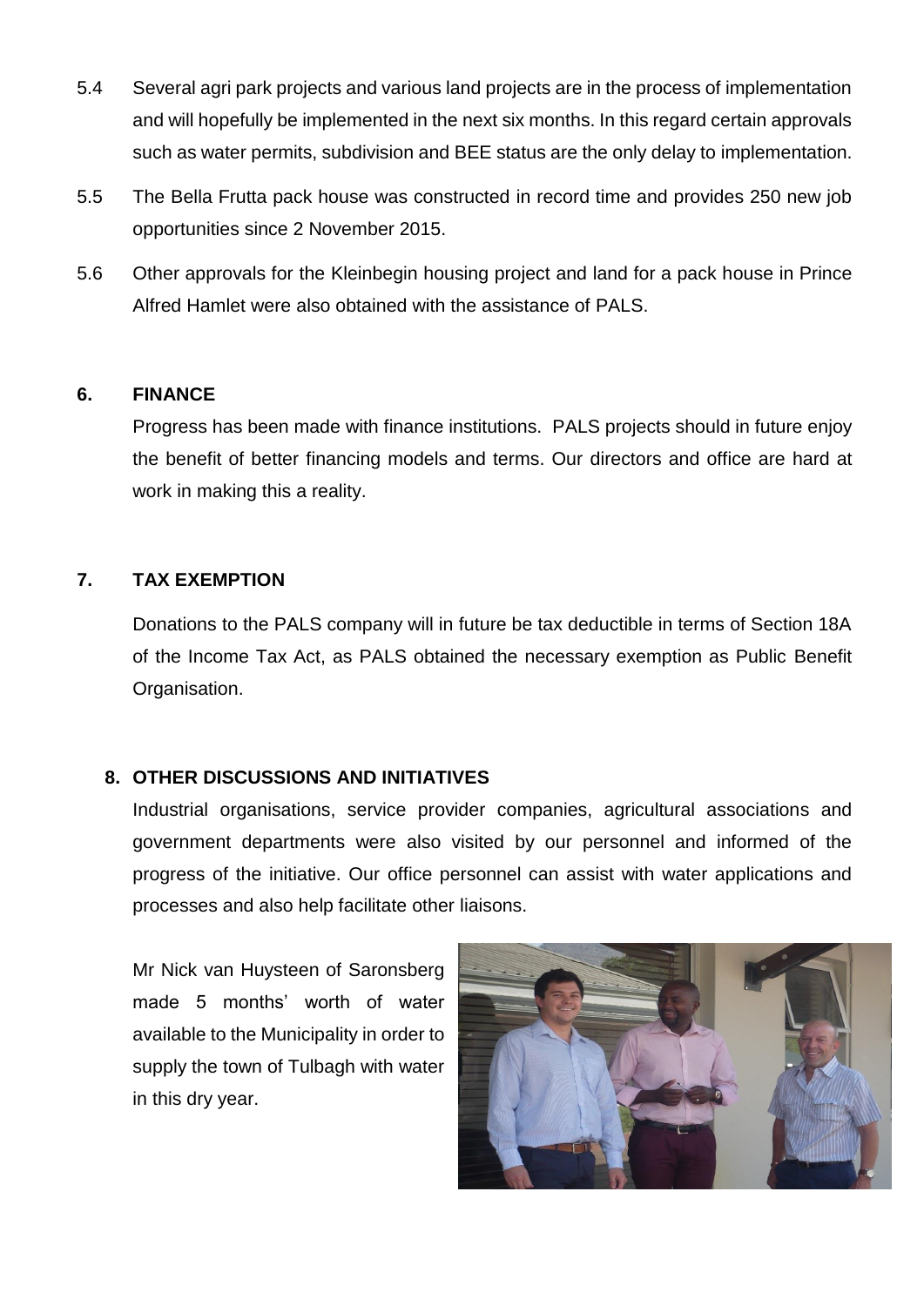5.4 Several agri park projects and various land projects are in the process of implementation and will hopefully be implemented in the next six months. In this regard certain approvals such as water permits, subdivision and BEE status are the only delay to implementation.

5.5 The Bella Frutta pack house was constructed in record time and provides 250 new job opportunities since 2 November 2015.

5.6 Other approvals for the Kleinbegin housing project and land for a pack house in Prince Alfred Hamlet were also obtained with the assistance of PALS.

## 6. FINANCE

Progress has been made with finance institutions. PALS projects should in future enjoy the benefit of better financing models and terms. Our directors and office are hard at work in making this a reality.

## 7. TAX EXEMPTION

Donations to the PALS company will in future be tax deductible in terms of Section 18A of the Income Tax Act, as PALS obtained the necessary exemption as Public Benefit Organisation.

## 8. OTHER DISCUSSIONS AND INITIATIVES

Industrial organisations, service provider companies, agricultural associations and government departments were also visited by our personnel and informed of the progress of the initiative. Our office personnel can assist with water applications and processes and also help facilitate other liaisons.

Mr Nick van Huysteen of Saronsberg made 5 months' worth of water available to the Municipality in order to supply the town of Tulbagh with water in this dry year.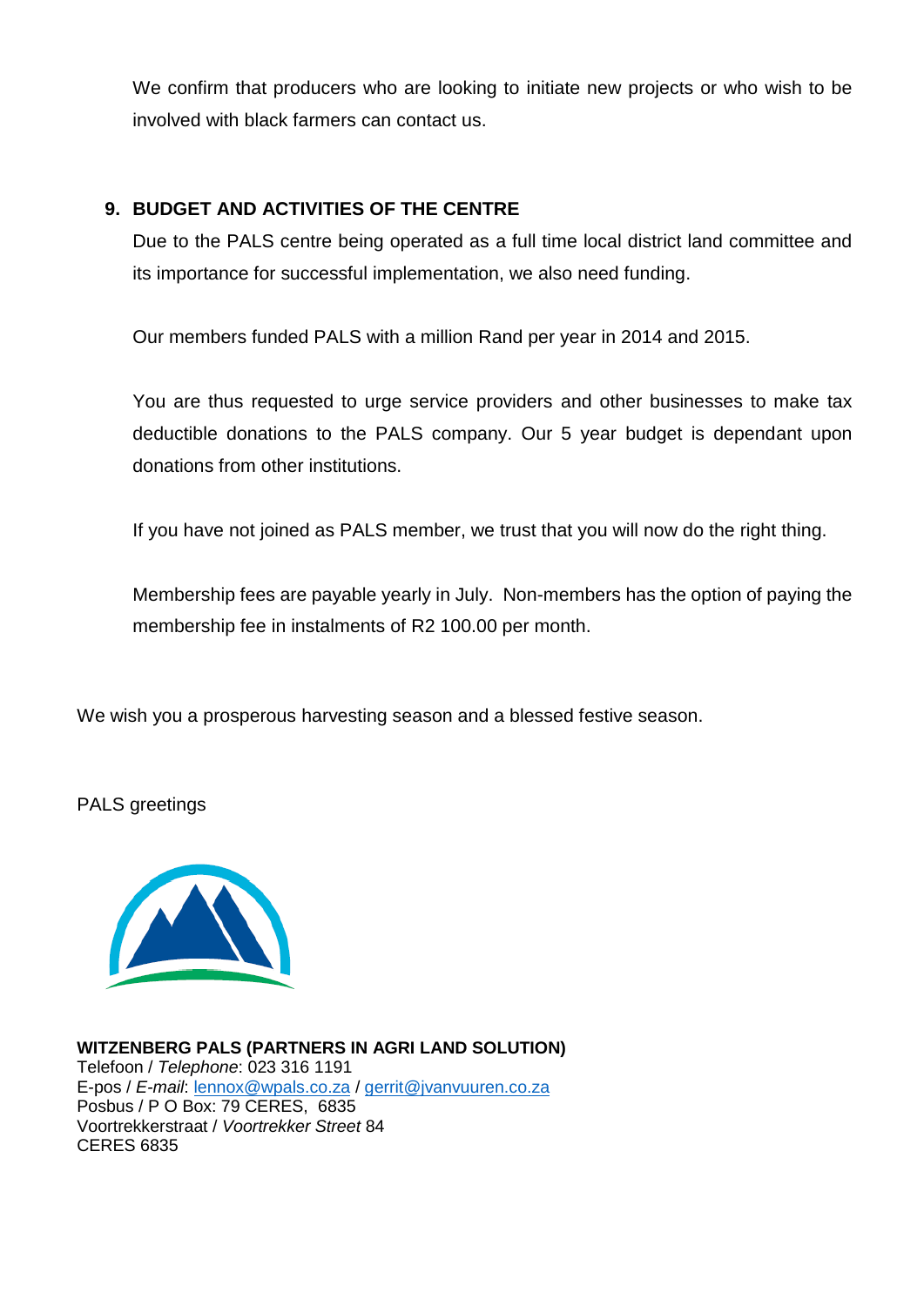We confirm that producers who are looking to initiate new projects or who wish to be involved with black farmers can contact us.

## 9. BUDGET AND ACTIVITIES OF THE CENTRE

Due to the PALS centre being operated as a full time local district land committee and its importance for successful implementation, we also need funding.

Our members funded PALS with a million Rand per year in 2014 and 2015.

You are thus requested to urge service providers and other businesses to make tax deductible donations to the PALS company. Our 5 year budget is dependant upon donations from other institutions.

If you have not joined as PALS member, we trust that you will now do the right thing.

Membership fees are payable yearly in July. Non-members has the option of paying the membership fee in instalments of R2 100.00 per month.

We wish you a prosperous harvesting season and a blessed festive season.

PALS greetings

**WITZENBERG PALS (PARTNERS IN AGRI LAND SOLUTION)**
Telefoon / *Telephone*: 023 316 1191
E-pos / *E-mail*: lennox@wpals.co.za / gerrit@jvanvuuren.co.za
Posbus / P O Box: 79 CERES, 6835
Voortrekkerstraat / *Voortrekker Street* 84
CERES 6835